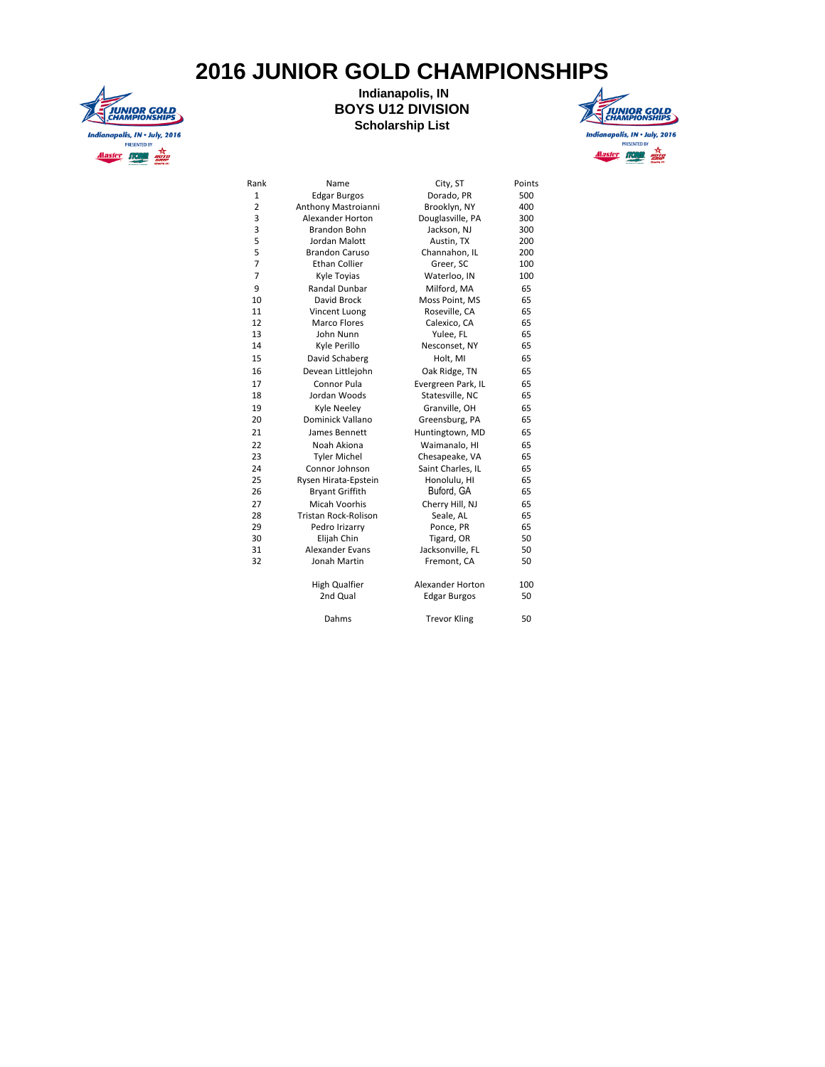# 2016 JUNIOR GOLD CHAMPIONSHIPS

**Indianapolis, IN**
**BOYS U12 DIVISION**
**Scholarship List**

| Rank | Name | City, ST | Points |
|---|---|---|---|
| 1 | Edgar Burgos | Dorado, PR | 500 |
| 2 | Anthony Mastroianni | Brooklyn, NY | 400 |
| 3 | Alexander Horton | Douglasville, PA | 300 |
| 3 | Brandon Bohn | Jackson, NJ | 300 |
| 5 | Jordan Malott | Austin, TX | 200 |
| 5 | Brandon Caruso | Channahon, IL | 200 |
| 7 | Ethan Collier | Greer, SC | 100 |
| 7 | Kyle Toyias | Waterloo, IN | 100 |
| 9 | Randal Dunbar | Milford, MA | 65 |
| 10 | David Brock | Moss Point, MS | 65 |
| 11 | Vincent Luong | Roseville, CA | 65 |
| 12 | Marco Flores | Calexico, CA | 65 |
| 13 | John Nunn | Yulee, FL | 65 |
| 14 | Kyle Perillo | Nesconset, NY | 65 |
| 15 | David Schaberg | Holt, MI | 65 |
| 16 | Devean Littlejohn | Oak Ridge, TN | 65 |
| 17 | Connor Pula | Evergreen Park, IL | 65 |
| 18 | Jordan Woods | Statesville, NC | 65 |
| 19 | Kyle Neeley | Granville, OH | 65 |
| 20 | Dominick Vallano | Greensburg, PA | 65 |
| 21 | James Bennett | Huntingtown, MD | 65 |
| 22 | Noah Akiona | Waimanalo, HI | 65 |
| 23 | Tyler Michel | Chesapeake, VA | 65 |
| 24 | Connor Johnson | Saint Charles, IL | 65 |
| 25 | Rysen Hirata-Epstein | Honolulu, HI | 65 |
| 26 | Bryant Griffith | Buford, GA | 65 |
| 27 | Micah Voorhis | Cherry Hill, NJ | 65 |
| 28 | Tristan Rock-Rolison | Seale, AL | 65 |
| 29 | Pedro Irizarry | Ponce, PR | 65 |
| 30 | Elijah Chin | Tigard, OR | 50 |
| 31 | Alexander Evans | Jacksonville, FL | 50 |
| 32 | Jonah Martin | Fremont, CA | 50 |
| | | | |
| | High Qualfier | Alexander Horton | 100 |
| | 2nd Qual | Edgar Burgos | 50 |
| | | | |
| | Dahms | Trevor Kling | 50 |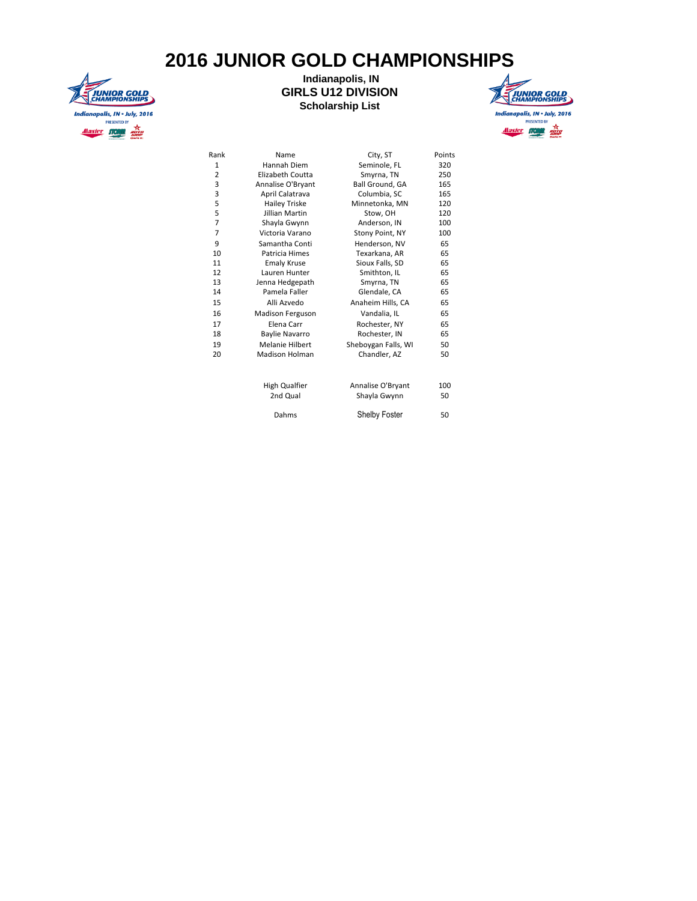# 2016 JUNIOR GOLD CHAMPIONSHIPS

**Indianapolis, IN**

**GIRLS U12 DIVISION**

**Scholarship List**

| Rank | Name | City, ST | Points |
|---|---|---|---|
| 1 | Hannah Diem | Seminole, FL | 320 |
| 2 | Elizabeth Coutta | Smyrna, TN | 250 |
| 3 | Annalise O'Bryant | Ball Ground, GA | 165 |
| 3 | April Calatrava | Columbia, SC | 165 |
| 5 | Hailey Triske | Minnetonka, MN | 120 |
| 5 | Jillian Martin | Stow, OH | 120 |
| 7 | Shayla Gwynn | Anderson, IN | 100 |
| 7 | Victoria Varano | Stony Point, NY | 100 |
| 9 | Samantha Conti | Henderson, NV | 65 |
| 10 | Patricia Himes | Texarkana, AR | 65 |
| 11 | Emaly Kruse | Sioux Falls, SD | 65 |
| 12 | Lauren Hunter | Smithton, IL | 65 |
| 13 | Jenna Hedgepath | Smyrna, TN | 65 |
| 14 | Pamela Faller | Glendale, CA | 65 |
| 15 | Alli Azvedo | Anaheim Hills, CA | 65 |
| 16 | Madison Ferguson | Vandalia, IL | 65 |
| 17 | Elena Carr | Rochester, NY | 65 |
| 18 | Baylie Navarro | Rochester, IN | 65 |
| 19 | Melanie Hilbert | Sheboygan Falls, WI | 50 |
| 20 | Madison Holman | Chandler, AZ | 50 |

| | | |
|---|---|---|
| High Qualfier | Annalise O'Bryant | 100 |
| 2nd Qual | Shayla Gwynn | 50 |
| Dahms | Shelby Foster | 50 |